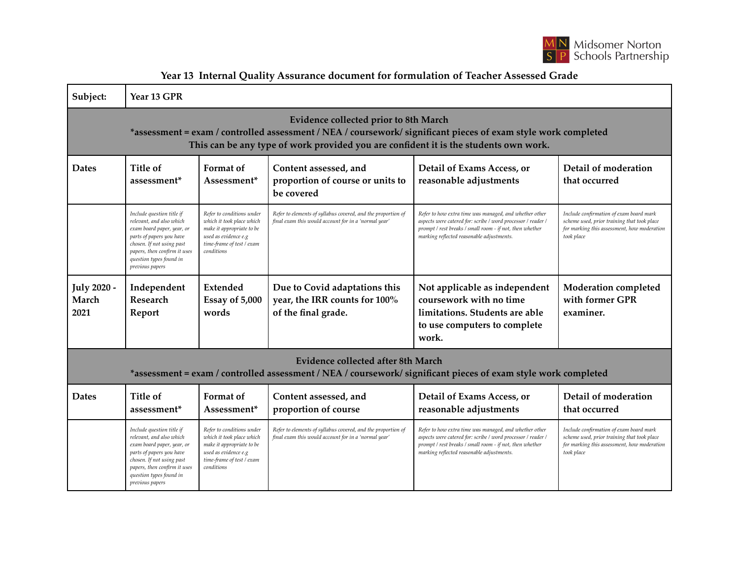Midsomer Norton Schools Partnership

## Year 13 Internal Quality Assurance document for formulation of Teacher Assessed Grade

| **Subject:** | **Year 13 GPR** | | | | |
|---|---|---|---|---|---|
| **Evidence collected prior to 8th March**<br>**\*assessment = exam / controlled assessment / NEA / coursework/ significant pieces of exam style work completed**<br>**This can be any type of work provided you are confident it is the students own work.** | | | | | |
| **Dates** | **Title of assessment\*** | **Format of Assessment\*** | **Content assessed, and proportion of course or units to be covered** | **Detail of Exams Access, or reasonable adjustments** | **Detail of moderation that occurred** |
| | *Include question title if relevant, and also which exam board paper, year, or parts of papers you have chosen. If not using past papers, then confirm it uses question types found in previous papers* | *Refer to conditions under which it took place which make it appropriate to be used as evidence e.g time-frame of test / exam conditions* | *Refer to elements of syllabus covered, and the proportion of final exam this would account for in a 'normal year'* | *Refer to how extra time was managed, and whether other aspects were catered for: scribe / word processor / reader / prompt / rest breaks / small room - if not, then whether marking reflected reasonable adjustments.* | *Include confirmation of exam board mark scheme used, prior training that took place for marking this assessment, how moderation took place* |
| **July 2020 - March 2021** | **Independent Research Report** | **Extended Essay of 5,000 words** | **Due to Covid adaptations this year, the IRR counts for 100% of the final grade.** | **Not applicable as independent coursework with no time limitations. Students are able to use computers to complete work.** | **Moderation completed with former GPR examiner.** |
| **Evidence collected after 8th March**<br>**\*assessment = exam / controlled assessment / NEA / coursework/ significant pieces of exam style work completed** | | | | | |
| **Dates** | **Title of assessment\*** | **Format of Assessment\*** | **Content assessed, and proportion of course** | **Detail of Exams Access, or reasonable adjustments** | **Detail of moderation that occurred** |
| | *Include question title if relevant, and also which exam board paper, year, or parts of papers you have chosen. If not using past papers, then confirm it uses question types found in previous papers* | *Refer to conditions under which it took place which make it appropriate to be used as evidence e.g time-frame of test / exam conditions* | *Refer to elements of syllabus covered, and the proportion of final exam this would account for in a 'normal year'* | *Refer to how extra time was managed, and whether other aspects were catered for: scribe / word processor / reader / prompt / rest breaks / small room - if not, then whether marking reflected reasonable adjustments.* | *Include confirmation of exam board mark scheme used, prior training that took place for marking this assessment, how moderation took place* |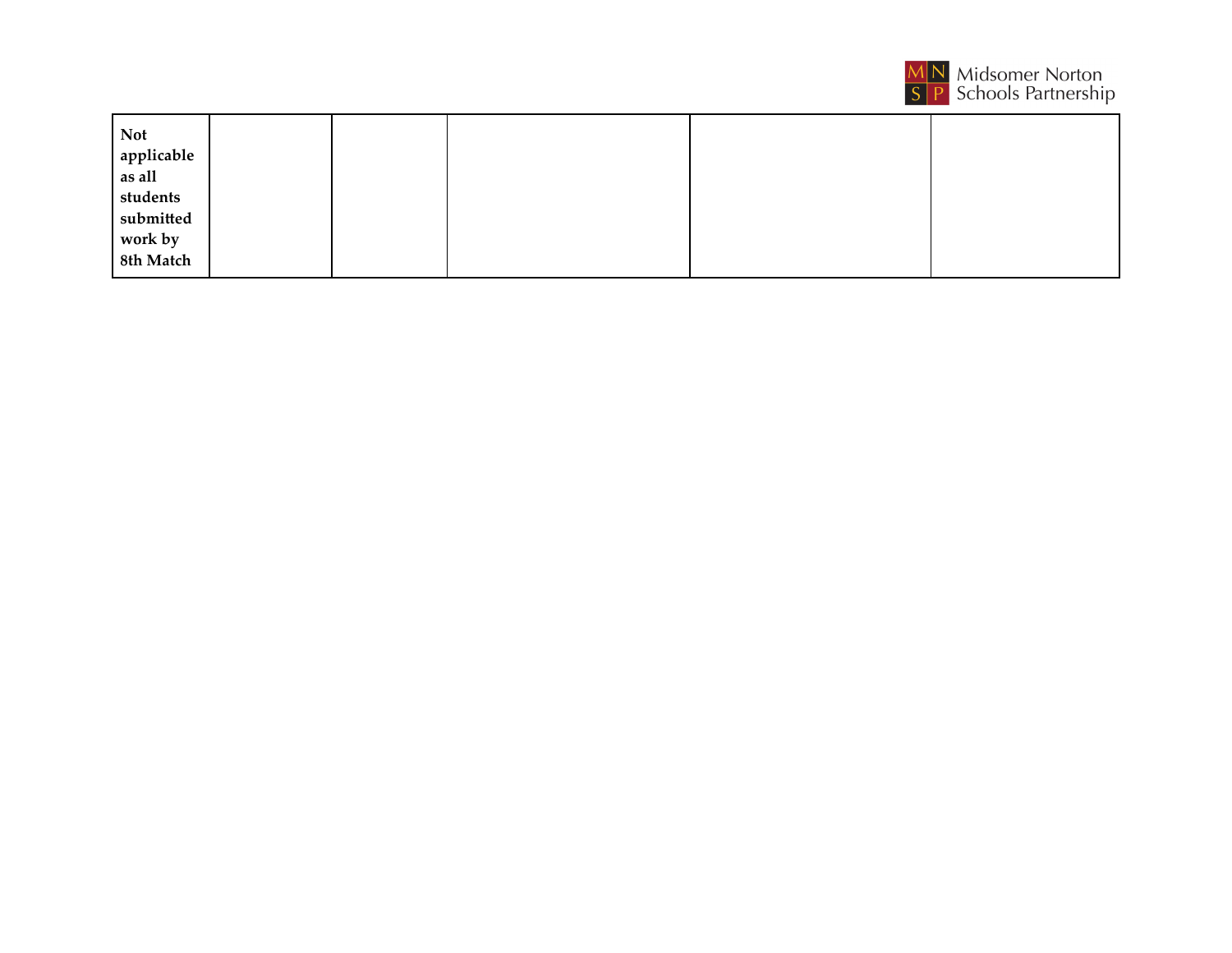| | | | | | |
|---|---|---|---|---|---|
| **Not applicable as all students submitted work by 8th Match** | | | | | |